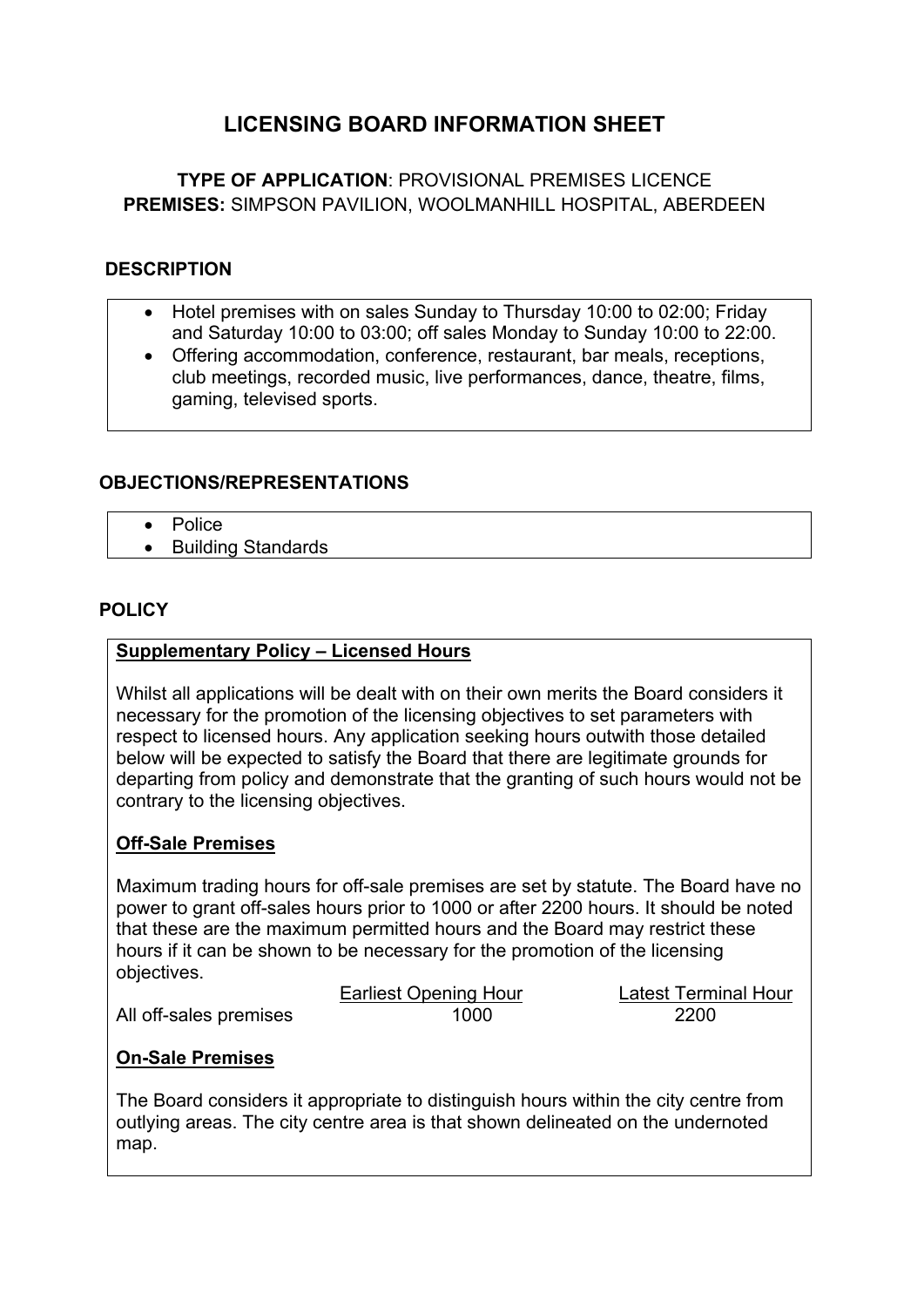# LICENSING BOARD INFORMATION SHEET

**TYPE OF APPLICATION**: PROVISIONAL PREMISES LICENCE
**PREMISES:** SIMPSON PAVILION, WOOLMANHILL HOSPITAL, ABERDEEN

## DESCRIPTION

- Hotel premises with on sales Sunday to Thursday 10:00 to 02:00; Friday and Saturday 10:00 to 03:00; off sales Monday to Sunday 10:00 to 22:00.
- Offering accommodation, conference, restaurant, bar meals, receptions, club meetings, recorded music, live performances, dance, theatre, films, gaming, televised sports.

## OBJECTIONS/REPRESENTATIONS

- Police
- Building Standards

## POLICY

### Supplementary Policy – Licensed Hours

Whilst all applications will be dealt with on their own merits the Board considers it necessary for the promotion of the licensing objectives to set parameters with respect to licensed hours. Any application seeking hours outwith those detailed below will be expected to satisfy the Board that there are legitimate grounds for departing from policy and demonstrate that the granting of such hours would not be contrary to the licensing objectives.

### Off-Sale Premises

Maximum trading hours for off-sale premises are set by statute. The Board have no power to grant off-sales hours prior to 1000 or after 2200 hours. It should be noted that these are the maximum permitted hours and the Board may restrict these hours if it can be shown to be necessary for the promotion of the licensing objectives.

| | Earliest Opening Hour | Latest Terminal Hour |
|---|---|---|
| All off-sales premises | 1000 | 2200 |

### On-Sale Premises

The Board considers it appropriate to distinguish hours within the city centre from outlying areas. The city centre area is that shown delineated on the undernoted map.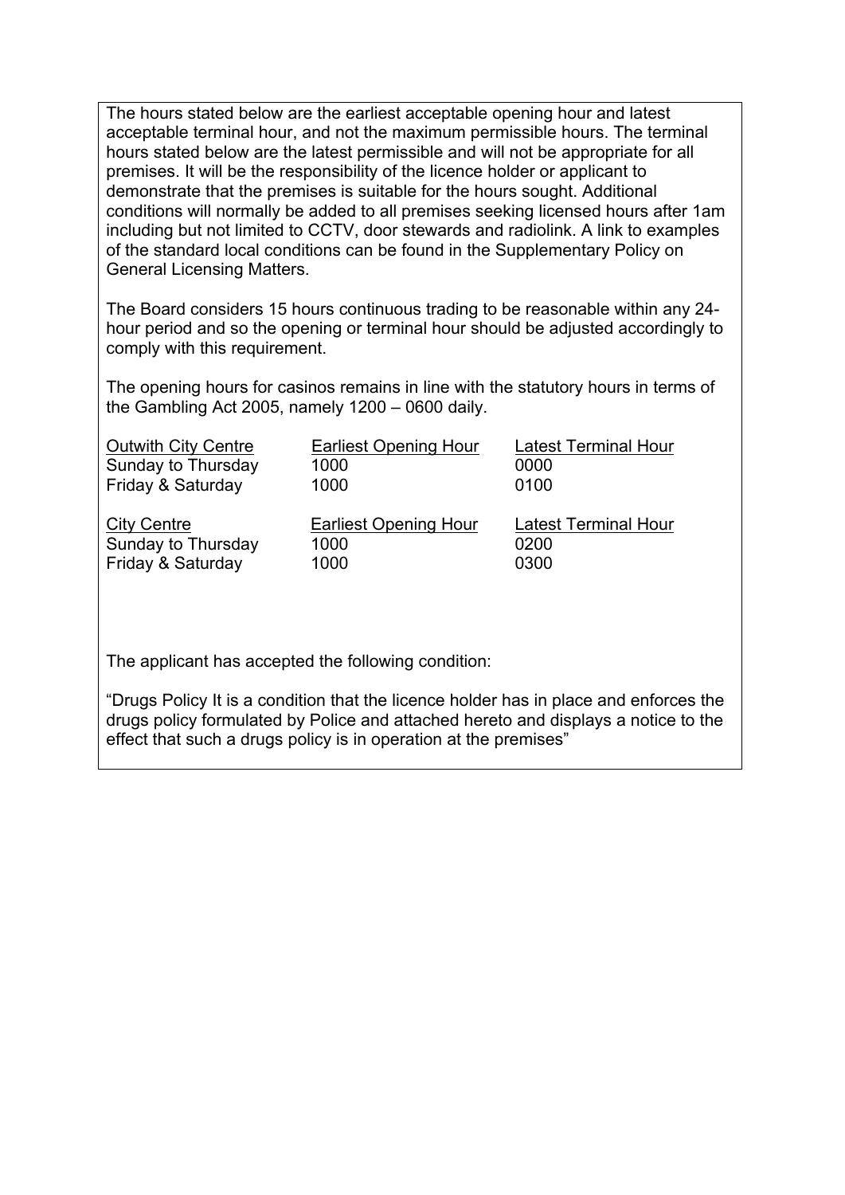The hours stated below are the earliest acceptable opening hour and latest acceptable terminal hour, and not the maximum permissible hours. The terminal hours stated below are the latest permissible and will not be appropriate for all premises. It will be the responsibility of the licence holder or applicant to demonstrate that the premises is suitable for the hours sought. Additional conditions will normally be added to all premises seeking licensed hours after 1am including but not limited to CCTV, door stewards and radiolink. A link to examples of the standard local conditions can be found in the Supplementary Policy on General Licensing Matters.

The Board considers 15 hours continuous trading to be reasonable within any 24-hour period and so the opening or terminal hour should be adjusted accordingly to comply with this requirement.

The opening hours for casinos remains in line with the statutory hours in terms of the Gambling Act 2005, namely 1200 – 0600 daily.

| Outwith City Centre | Earliest Opening Hour | Latest Terminal Hour |
|---|---|---|
| Sunday to Thursday | 1000 | 0000 |
| Friday & Saturday | 1000 | 0100 |

| City Centre | Earliest Opening Hour | Latest Terminal Hour |
|---|---|---|
| Sunday to Thursday | 1000 | 0200 |
| Friday & Saturday | 1000 | 0300 |

The applicant has accepted the following condition:

"Drugs Policy It is a condition that the licence holder has in place and enforces the drugs policy formulated by Police and attached hereto and displays a notice to the effect that such a drugs policy is in operation at the premises"